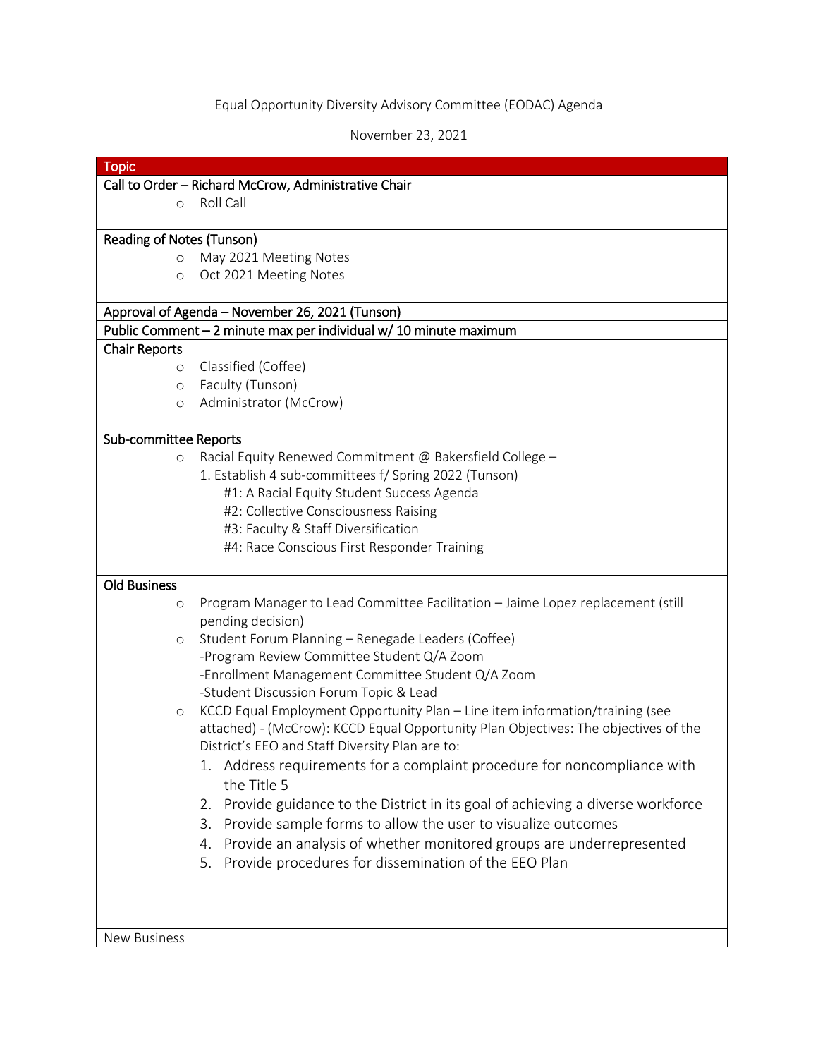Equal Opportunity Diversity Advisory Committee (EODAC) Agenda

November 23, 2021

| Topic |
| --- |
| **Call to Order – Richard McCrow, Administrative Chair**<br>○ Roll Call |
| **Reading of Notes (Tunson)**<br>○ May 2021 Meeting Notes<br>○ Oct 2021 Meeting Notes |
| **Approval of Agenda – November 26, 2021 (Tunson)** |
| **Public Comment – 2 minute max per individual w/ 10 minute maximum** |
| **Chair Reports**<br>○ Classified (Coffee)<br>○ Faculty (Tunson)<br>○ Administrator (McCrow) |
| **Sub-committee Reports**<br>○ Racial Equity Renewed Commitment @ Bakersfield College –<br>1. Establish 4 sub-committees f/ Spring 2022 (Tunson)<br>#1: A Racial Equity Student Success Agenda<br>#2: Collective Consciousness Raising<br>#3: Faculty & Staff Diversification<br>#4: Race Conscious First Responder Training |
| **Old Business**<br>○ Program Manager to Lead Committee Facilitation – Jaime Lopez replacement (still pending decision)<br>○ Student Forum Planning – Renegade Leaders (Coffee)<br>-Program Review Committee Student Q/A Zoom<br>-Enrollment Management Committee Student Q/A Zoom<br>-Student Discussion Forum Topic & Lead<br>○ KCCD Equal Employment Opportunity Plan – Line item information/training (see attached) - (McCrow): KCCD Equal Opportunity Plan Objectives: The objectives of the District's EEO and Staff Diversity Plan are to:<br>1. Address requirements for a complaint procedure for noncompliance with the Title 5<br>2. Provide guidance to the District in its goal of achieving a diverse workforce<br>3. Provide sample forms to allow the user to visualize outcomes<br>4. Provide an analysis of whether monitored groups are underrepresented<br>5. Provide procedures for dissemination of the EEO Plan |
| New Business |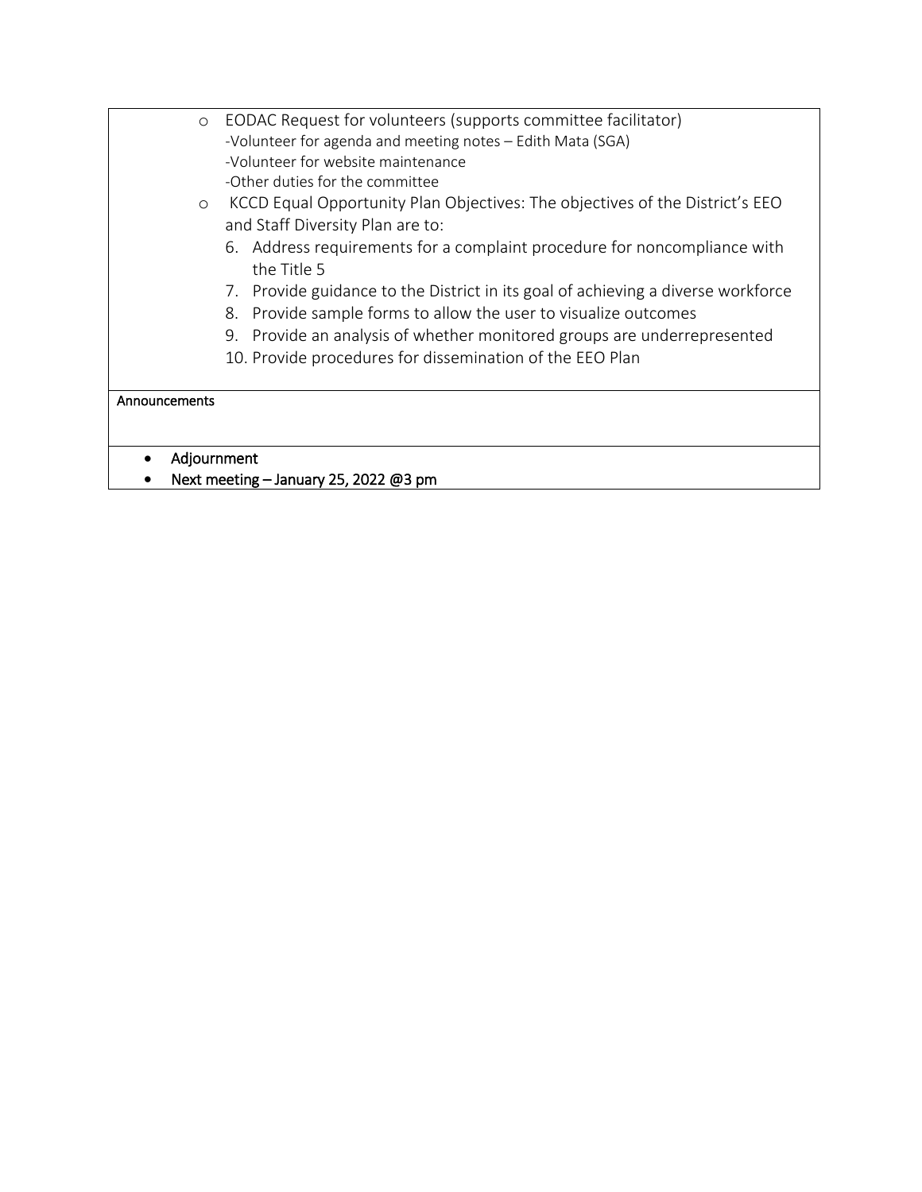- EODAC Request for volunteers (supports committee facilitator)
  - -Volunteer for agenda and meeting notes – Edith Mata (SGA)
  - -Volunteer for website maintenance
  - -Other duties for the committee
- KCCD Equal Opportunity Plan Objectives: The objectives of the District's EEO and Staff Diversity Plan are to:
  6. Address requirements for a complaint procedure for noncompliance with the Title 5
  7. Provide guidance to the District in its goal of achieving a diverse workforce
  8. Provide sample forms to allow the user to visualize outcomes
  9. Provide an analysis of whether monitored groups are underrepresented
  10. Provide procedures for dissemination of the EEO Plan

Announcements

- Adjournment
- Next meeting – January 25, 2022 @3 pm